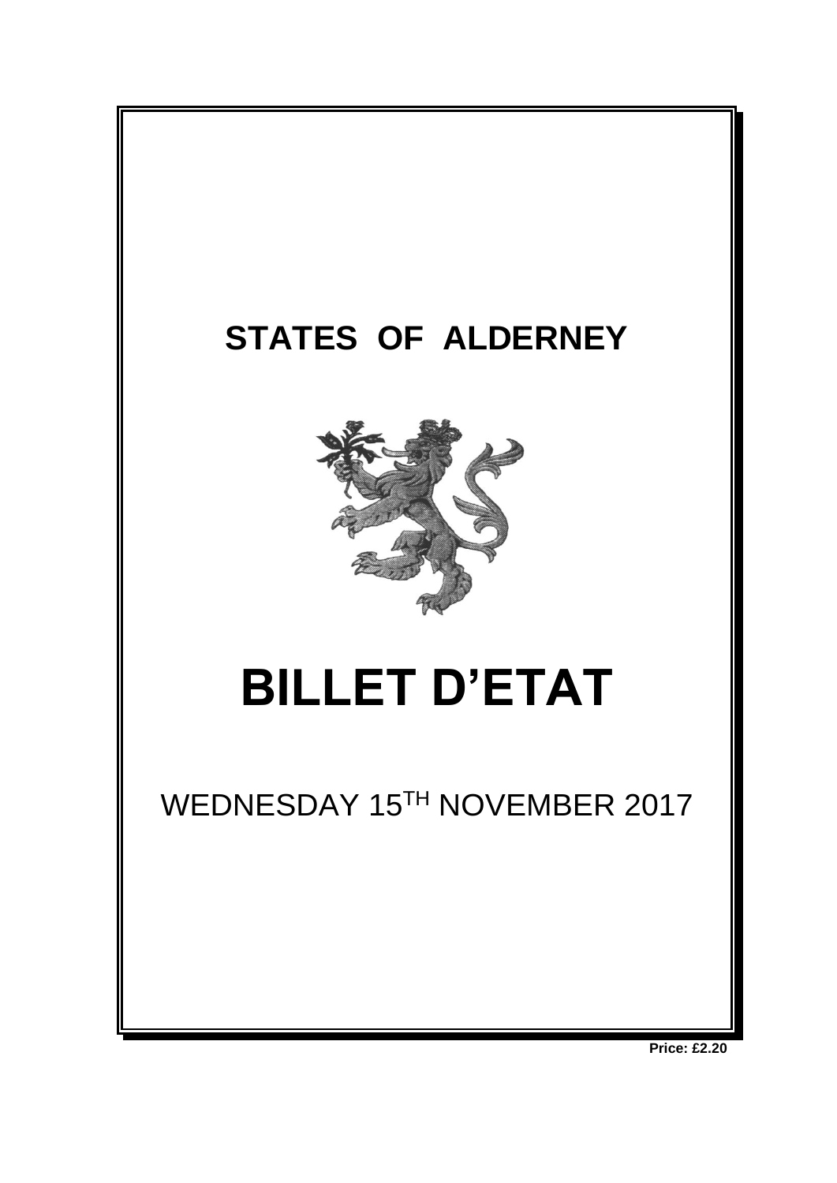# STATES OF ALDERNEY

# BILLET D'ETAT

WEDNESDAY 15TH NOVEMBER 2017

**Price: £2.20**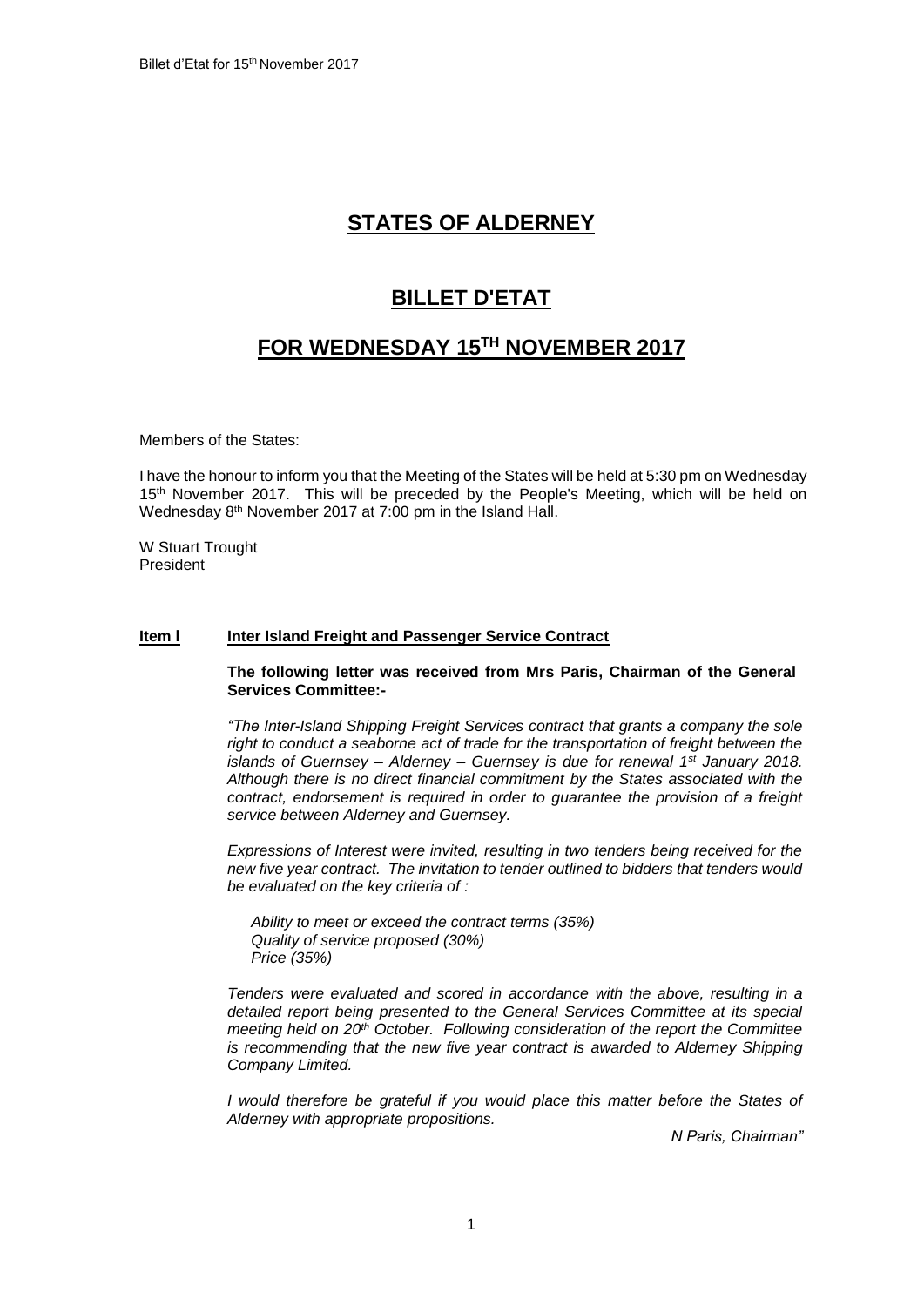# STATES OF ALDERNEY

# BILLET D'ETAT

# FOR WEDNESDAY 15TH NOVEMBER 2017

Members of the States:

I have the honour to inform you that the Meeting of the States will be held at 5:30 pm on Wednesday 15th November 2017. This will be preceded by the People's Meeting, which will be held on Wednesday 8th November 2017 at 7:00 pm in the Island Hall.

W Stuart Trought
President

**Item l** **Inter Island Freight and Passenger Service Contract**

**The following letter was received from Mrs Paris, Chairman of the General Services Committee:-**

*"The Inter-Island Shipping Freight Services contract that grants a company the sole right to conduct a seaborne act of trade for the transportation of freight between the islands of Guernsey – Alderney – Guernsey is due for renewal 1st January 2018. Although there is no direct financial commitment by the States associated with the contract, endorsement is required in order to guarantee the provision of a freight service between Alderney and Guernsey.*

*Expressions of Interest were invited, resulting in two tenders being received for the new five year contract. The invitation to tender outlined to bidders that tenders would be evaluated on the key criteria of :*

*Ability to meet or exceed the contract terms (35%)*
*Quality of service proposed (30%)*
*Price (35%)*

*Tenders were evaluated and scored in accordance with the above, resulting in a detailed report being presented to the General Services Committee at its special meeting held on 20th October. Following consideration of the report the Committee is recommending that the new five year contract is awarded to Alderney Shipping Company Limited.*

*I would therefore be grateful if you would place this matter before the States of Alderney with appropriate propositions.*

*N Paris, Chairman"*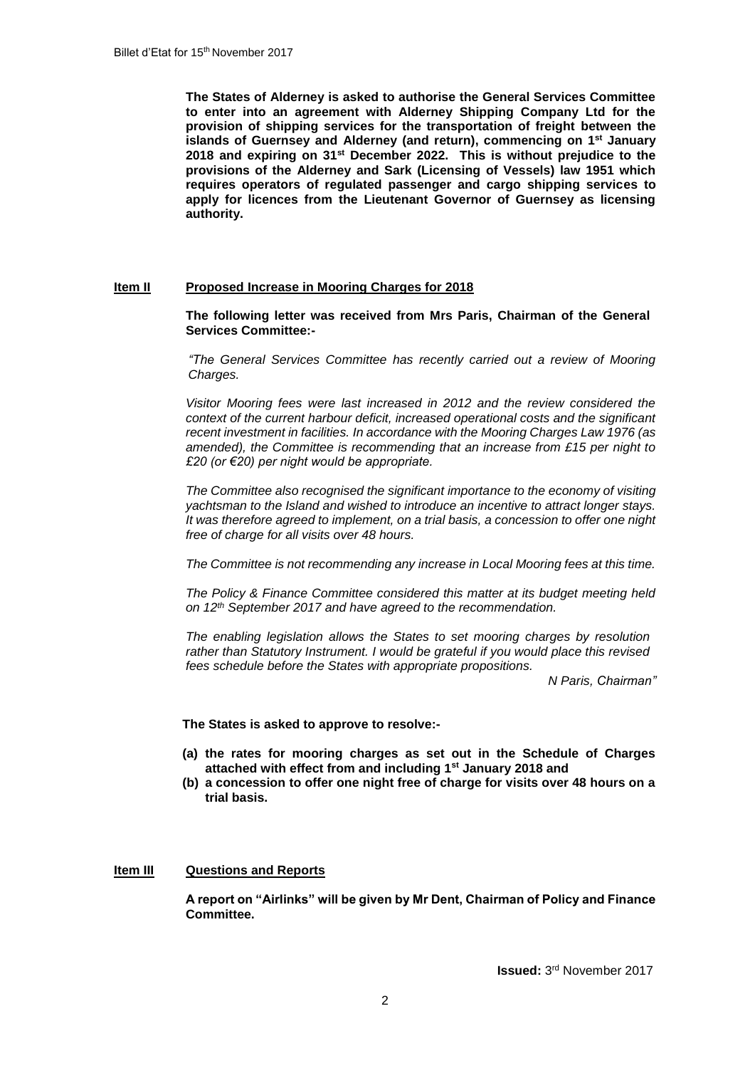**The States of Alderney is asked to authorise the General Services Committee to enter into an agreement with Alderney Shipping Company Ltd for the provision of shipping services for the transportation of freight between the islands of Guernsey and Alderney (and return), commencing on 1st January 2018 and expiring on 31st December 2022. This is without prejudice to the provisions of the Alderney and Sark (Licensing of Vessels) law 1951 which requires operators of regulated passenger and cargo shipping services to apply for licences from the Lieutenant Governor of Guernsey as licensing authority.**

## Item II Proposed Increase in Mooring Charges for 2018

**The following letter was received from Mrs Paris, Chairman of the General Services Committee:-**

*"The General Services Committee has recently carried out a review of Mooring Charges.*

*Visitor Mooring fees were last increased in 2012 and the review considered the context of the current harbour deficit, increased operational costs and the significant recent investment in facilities. In accordance with the Mooring Charges Law 1976 (as amended), the Committee is recommending that an increase from £15 per night to £20 (or €20) per night would be appropriate.*

*The Committee also recognised the significant importance to the economy of visiting yachtsman to the Island and wished to introduce an incentive to attract longer stays. It was therefore agreed to implement, on a trial basis, a concession to offer one night free of charge for all visits over 48 hours.*

*The Committee is not recommending any increase in Local Mooring fees at this time.*

*The Policy & Finance Committee considered this matter at its budget meeting held on 12th September 2017 and have agreed to the recommendation.*

*The enabling legislation allows the States to set mooring charges by resolution rather than Statutory Instrument. I would be grateful if you would place this revised fees schedule before the States with appropriate propositions.*

*N Paris, Chairman"*

**The States is asked to approve to resolve:-**

- **(a) the rates for mooring charges as set out in the Schedule of Charges attached with effect from and including 1st January 2018 and**
- **(b) a concession to offer one night free of charge for visits over 48 hours on a trial basis.**

## Item III Questions and Reports

**A report on "Airlinks" will be given by Mr Dent, Chairman of Policy and Finance Committee.**

**Issued:** 3rd November 2017